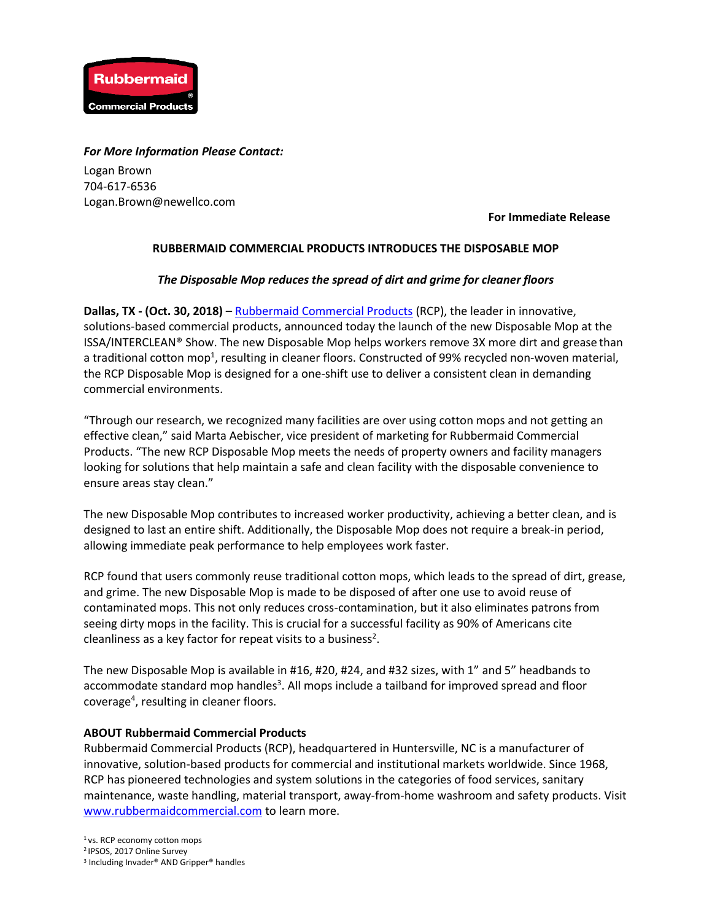Rubbermaid Commercial Products

***For More Information Please Contact:***

Logan Brown
704-617-6536
Logan.Brown@newellco.com

**For Immediate Release**

**RUBBERMAID COMMERCIAL PRODUCTS INTRODUCES THE DISPOSABLE MOP**

***The Disposable Mop reduces the spread of dirt and grime for cleaner floors***

**Dallas, TX - (Oct. 30, 2018)** – Rubbermaid Commercial Products (RCP), the leader in innovative, solutions-based commercial products, announced today the launch of the new Disposable Mop at the ISSA/INTERCLEAN® Show. The new Disposable Mop helps workers remove 3X more dirt and grease than a traditional cotton mop[1], resulting in cleaner floors. Constructed of 99% recycled non-woven material, the RCP Disposable Mop is designed for a one-shift use to deliver a consistent clean in demanding commercial environments.

"Through our research, we recognized many facilities are over using cotton mops and not getting an effective clean," said Marta Aebischer, vice president of marketing for Rubbermaid Commercial Products. "The new RCP Disposable Mop meets the needs of property owners and facility managers looking for solutions that help maintain a safe and clean facility with the disposable convenience to ensure areas stay clean."

The new Disposable Mop contributes to increased worker productivity, achieving a better clean, and is designed to last an entire shift. Additionally, the Disposable Mop does not require a break-in period, allowing immediate peak performance to help employees work faster.

RCP found that users commonly reuse traditional cotton mops, which leads to the spread of dirt, grease, and grime. The new Disposable Mop is made to be disposed of after one use to avoid reuse of contaminated mops. This not only reduces cross-contamination, but it also eliminates patrons from seeing dirty mops in the facility. This is crucial for a successful facility as 90% of Americans cite cleanliness as a key factor for repeat visits to a business[2].

The new Disposable Mop is available in #16, #20, #24, and #32 sizes, with 1" and 5" headbands to accommodate standard mop handles[3]. All mops include a tailband for improved spread and floor coverage[4], resulting in cleaner floors.

**ABOUT Rubbermaid Commercial Products**

Rubbermaid Commercial Products (RCP), headquartered in Huntersville, NC is a manufacturer of innovative, solution-based products for commercial and institutional markets worldwide. Since 1968, RCP has pioneered technologies and system solutions in the categories of food services, sanitary maintenance, waste handling, material transport, away-from-home washroom and safety products. Visit www.rubbermaidcommercial.com to learn more.

[1] vs. RCP economy cotton mops
[2] IPSOS, 2017 Online Survey
[3] Including Invader® AND Gripper® handles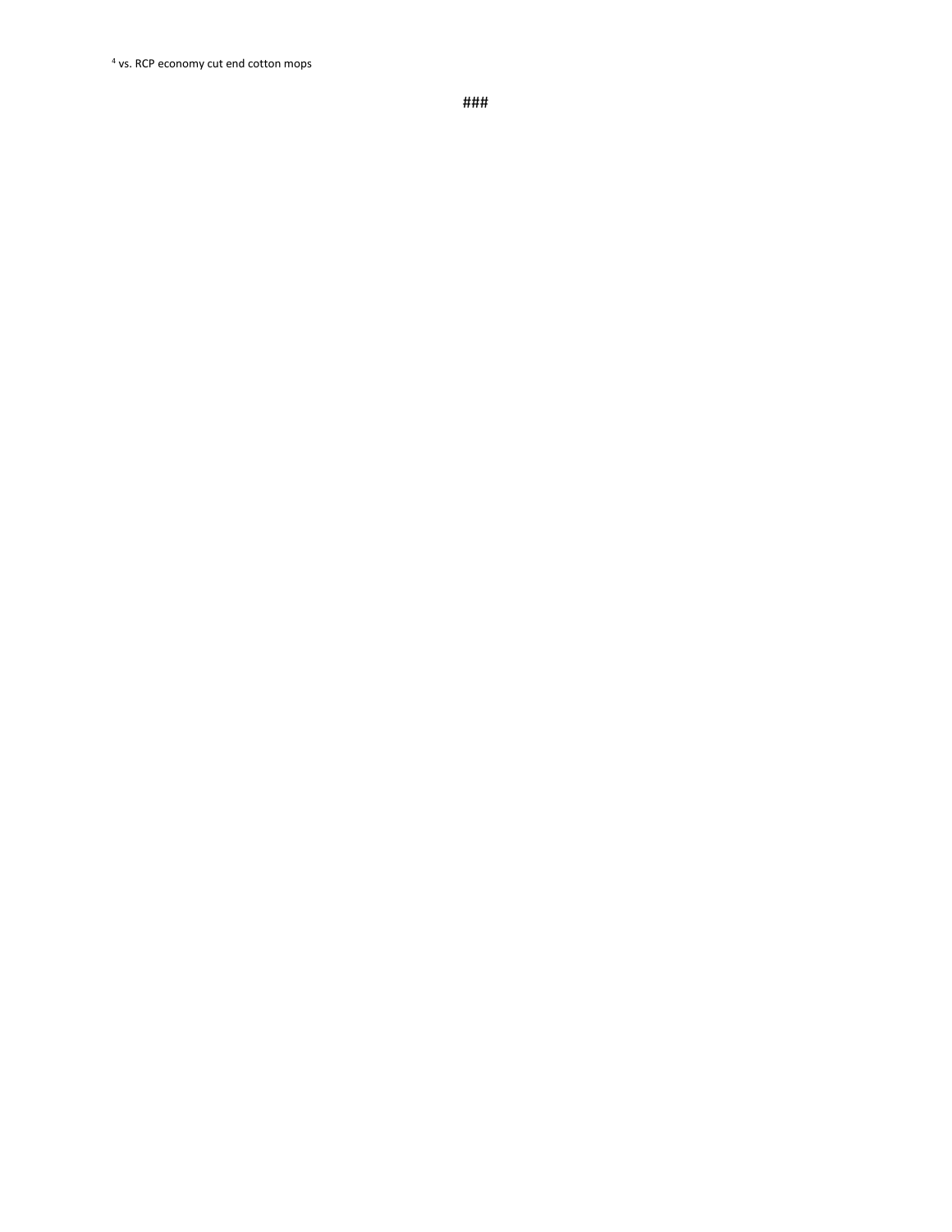[4] vs. RCP economy cut end cotton mops

###